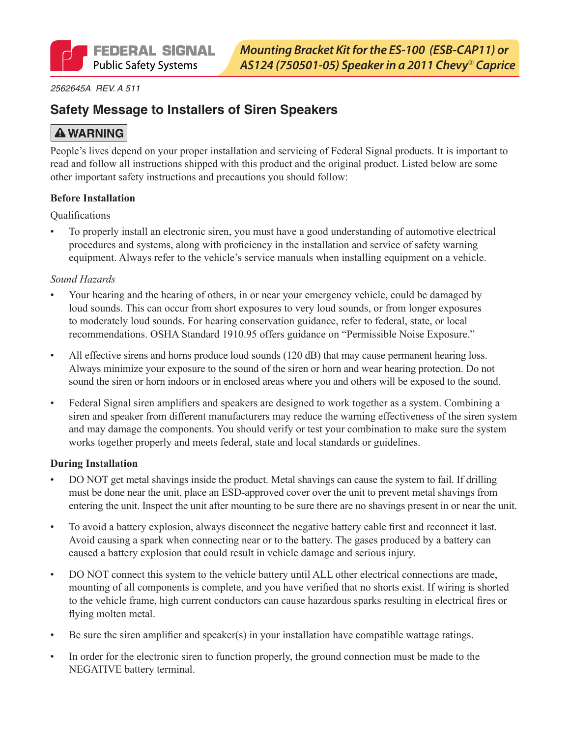# Mounting Bracket Kit for the ES-100 (ESB-CAP11) or AS124 (750501-05) Speaker in a 2011 Chevy® Caprice

*2562645A REV. A 511*

## Safety Message to Installers of Siren Speakers

**⚠ WARNING**

People's lives depend on your proper installation and servicing of Federal Signal products. It is important to read and follow all instructions shipped with this product and the original product. Listed below are some other important safety instructions and precautions you should follow:

**Before Installation**

Qualifications

- To properly install an electronic siren, you must have a good understanding of automotive electrical procedures and systems, along with proficiency in the installation and service of safety warning equipment. Always refer to the vehicle's service manuals when installing equipment on a vehicle.

*Sound Hazards*

- Your hearing and the hearing of others, in or near your emergency vehicle, could be damaged by loud sounds. This can occur from short exposures to very loud sounds, or from longer exposures to moderately loud sounds. For hearing conservation guidance, refer to federal, state, or local recommendations. OSHA Standard 1910.95 offers guidance on "Permissible Noise Exposure."
- All effective sirens and horns produce loud sounds (120 dB) that may cause permanent hearing loss. Always minimize your exposure to the sound of the siren or horn and wear hearing protection. Do not sound the siren or horn indoors or in enclosed areas where you and others will be exposed to the sound.
- Federal Signal siren amplifiers and speakers are designed to work together as a system. Combining a siren and speaker from different manufacturers may reduce the warning effectiveness of the siren system and may damage the components. You should verify or test your combination to make sure the system works together properly and meets federal, state and local standards or guidelines.

**During Installation**

- DO NOT get metal shavings inside the product. Metal shavings can cause the system to fail. If drilling must be done near the unit, place an ESD-approved cover over the unit to prevent metal shavings from entering the unit. Inspect the unit after mounting to be sure there are no shavings present in or near the unit.
- To avoid a battery explosion, always disconnect the negative battery cable first and reconnect it last. Avoid causing a spark when connecting near or to the battery. The gases produced by a battery can caused a battery explosion that could result in vehicle damage and serious injury.
- DO NOT connect this system to the vehicle battery until ALL other electrical connections are made, mounting of all components is complete, and you have verified that no shorts exist. If wiring is shorted to the vehicle frame, high current conductors can cause hazardous sparks resulting in electrical fires or flying molten metal.
- Be sure the siren amplifier and speaker(s) in your installation have compatible wattage ratings.
- In order for the electronic siren to function properly, the ground connection must be made to the NEGATIVE battery terminal.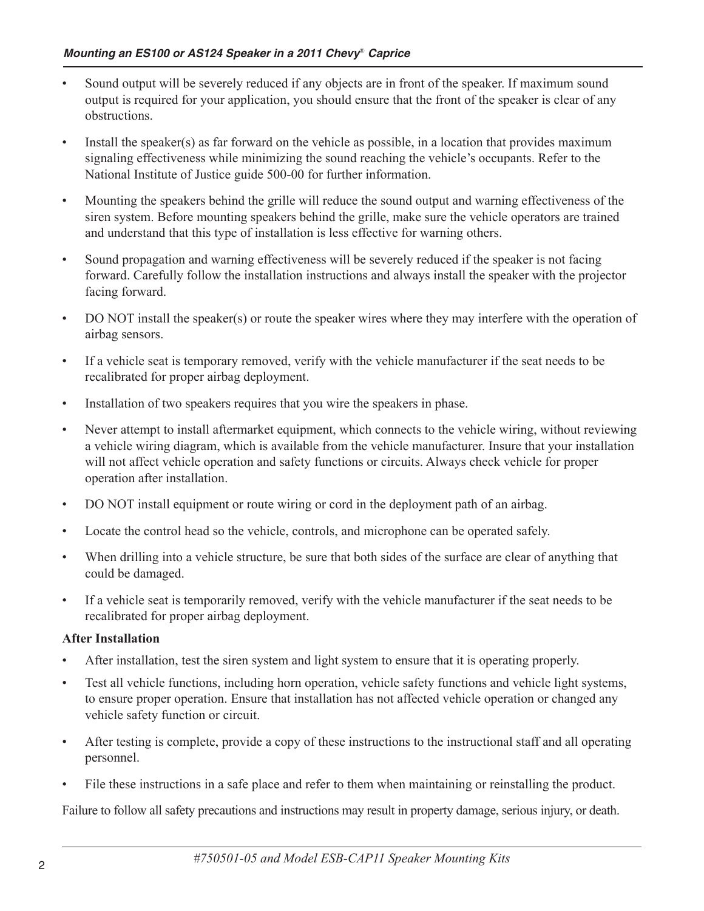- Sound output will be severely reduced if any objects are in front of the speaker. If maximum sound output is required for your application, you should ensure that the front of the speaker is clear of any obstructions.
- Install the speaker(s) as far forward on the vehicle as possible, in a location that provides maximum signaling effectiveness while minimizing the sound reaching the vehicle's occupants. Refer to the National Institute of Justice guide 500-00 for further information.
- Mounting the speakers behind the grille will reduce the sound output and warning effectiveness of the siren system. Before mounting speakers behind the grille, make sure the vehicle operators are trained and understand that this type of installation is less effective for warning others.
- Sound propagation and warning effectiveness will be severely reduced if the speaker is not facing forward. Carefully follow the installation instructions and always install the speaker with the projector facing forward.
- DO NOT install the speaker(s) or route the speaker wires where they may interfere with the operation of airbag sensors.
- If a vehicle seat is temporary removed, verify with the vehicle manufacturer if the seat needs to be recalibrated for proper airbag deployment.
- Installation of two speakers requires that you wire the speakers in phase.
- Never attempt to install aftermarket equipment, which connects to the vehicle wiring, without reviewing a vehicle wiring diagram, which is available from the vehicle manufacturer. Insure that your installation will not affect vehicle operation and safety functions or circuits. Always check vehicle for proper operation after installation.
- DO NOT install equipment or route wiring or cord in the deployment path of an airbag.
- Locate the control head so the vehicle, controls, and microphone can be operated safely.
- When drilling into a vehicle structure, be sure that both sides of the surface are clear of anything that could be damaged.
- If a vehicle seat is temporarily removed, verify with the vehicle manufacturer if the seat needs to be recalibrated for proper airbag deployment.

**After Installation**

- After installation, test the siren system and light system to ensure that it is operating properly.
- Test all vehicle functions, including horn operation, vehicle safety functions and vehicle light systems, to ensure proper operation. Ensure that installation has not affected vehicle operation or changed any vehicle safety function or circuit.
- After testing is complete, provide a copy of these instructions to the instructional staff and all operating personnel.
- File these instructions in a safe place and refer to them when maintaining or reinstalling the product.

Failure to follow all safety precautions and instructions may result in property damage, serious injury, or death.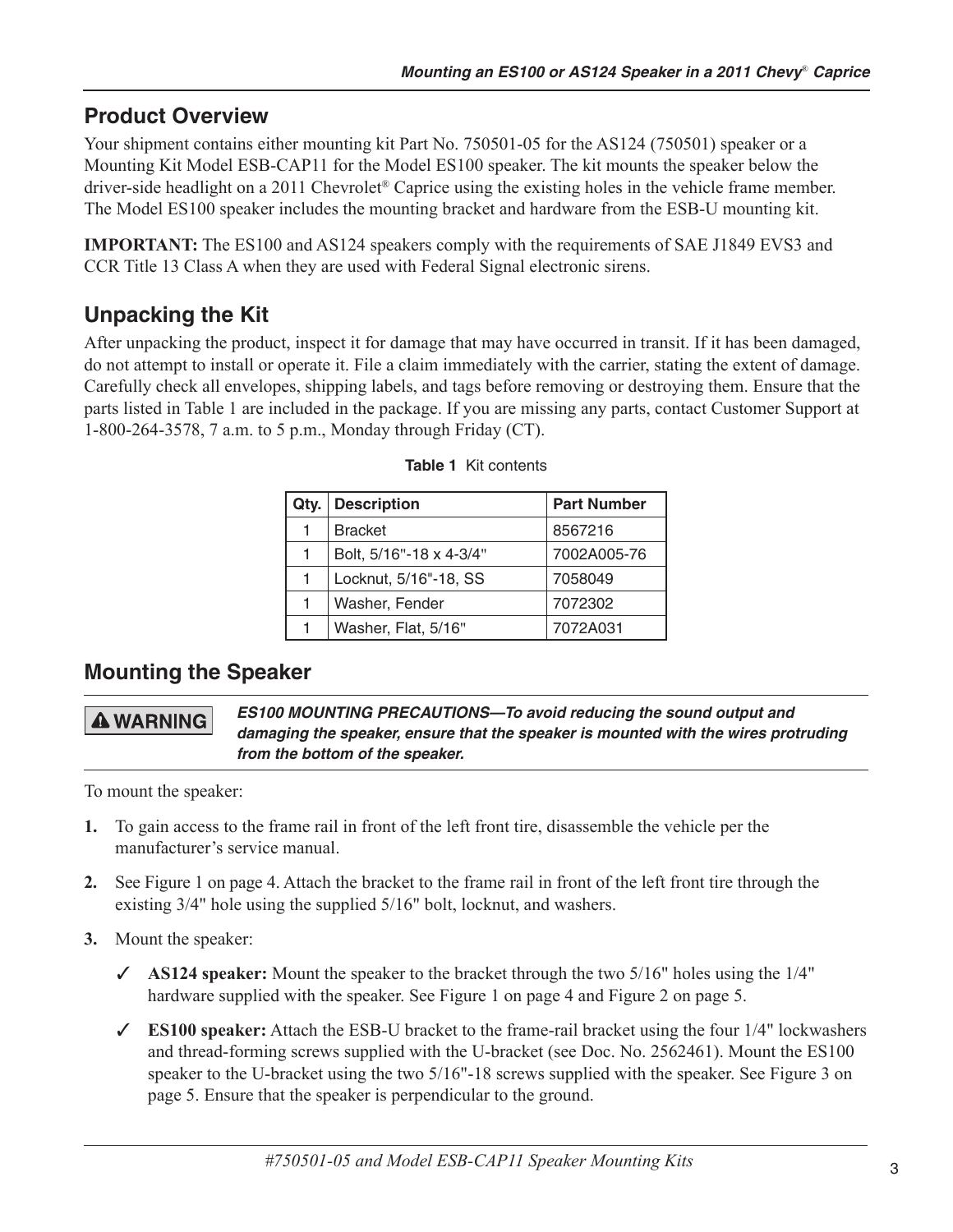## Product Overview

Your shipment contains either mounting kit Part No. 750501-05 for the AS124 (750501) speaker or a Mounting Kit Model ESB-CAP11 for the Model ES100 speaker. The kit mounts the speaker below the driver-side headlight on a 2011 Chevrolet® Caprice using the existing holes in the vehicle frame member. The Model ES100 speaker includes the mounting bracket and hardware from the ESB-U mounting kit.

**IMPORTANT:** The ES100 and AS124 speakers comply with the requirements of SAE J1849 EVS3 and CCR Title 13 Class A when they are used with Federal Signal electronic sirens.

## Unpacking the Kit

After unpacking the product, inspect it for damage that may have occurred in transit. If it has been damaged, do not attempt to install or operate it. File a claim immediately with the carrier, stating the extent of damage. Carefully check all envelopes, shipping labels, and tags before removing or destroying them. Ensure that the parts listed in Table 1 are included in the package. If you are missing any parts, contact Customer Support at 1-800-264-3578, 7 a.m. to 5 p.m., Monday through Friday (CT).

**Table 1** Kit contents

| Qty. | Description | Part Number |
|---|---|---|
| 1 | Bracket | 8567216 |
| 1 | Bolt, 5/16"-18 x 4-3/4" | 7002A005-76 |
| 1 | Locknut, 5/16"-18, SS | 7058049 |
| 1 | Washer, Fender | 7072302 |
| 1 | Washer, Flat, 5/16" | 7072A031 |

## Mounting the Speaker

**⚠ WARNING** ***ES100 MOUNTING PRECAUTIONS—To avoid reducing the sound output and damaging the speaker, ensure that the speaker is mounted with the wires protruding from the bottom of the speaker.***

To mount the speaker:

1. To gain access to the frame rail in front of the left front tire, disassemble the vehicle per the manufacturer's service manual.
2. See Figure 1 on page 4. Attach the bracket to the frame rail in front of the left front tire through the existing 3/4" hole using the supplied 5/16" bolt, locknut, and washers.
3. Mount the speaker:
   - ✓ **AS124 speaker:** Mount the speaker to the bracket through the two 5/16" holes using the 1/4" hardware supplied with the speaker. See Figure 1 on page 4 and Figure 2 on page 5.
   - ✓ **ES100 speaker:** Attach the ESB-U bracket to the frame-rail bracket using the four 1/4" lockwashers and thread-forming screws supplied with the U-bracket (see Doc. No. 2562461). Mount the ES100 speaker to the U-bracket using the two 5/16"-18 screws supplied with the speaker. See Figure 3 on page 5. Ensure that the speaker is perpendicular to the ground.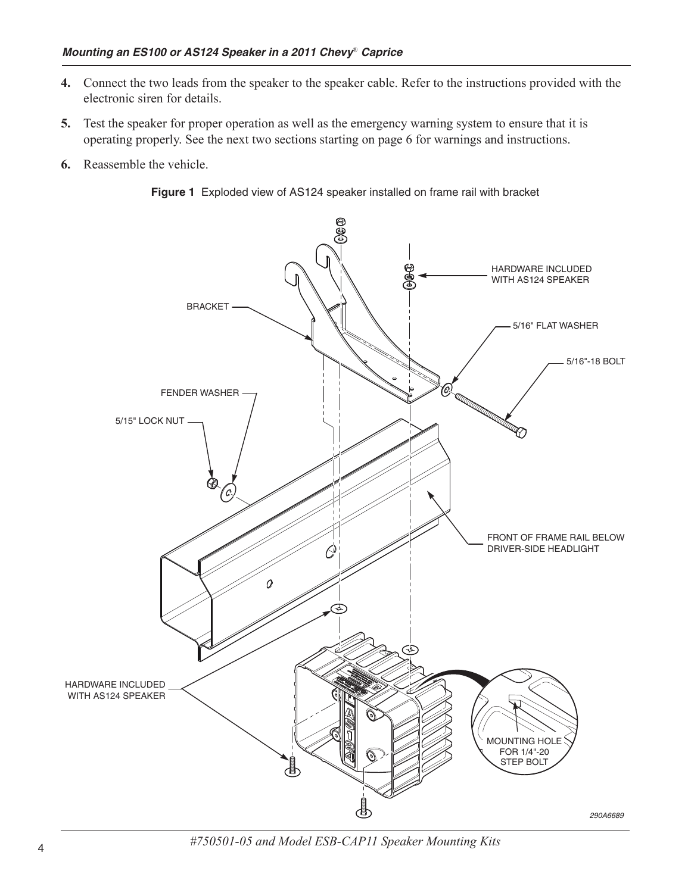4. Connect the two leads from the speaker to the speaker cable. Refer to the instructions provided with the electronic siren for details.
5. Test the speaker for proper operation as well as the emergency warning system to ensure that it is operating properly. See the next two sections starting on page 6 for warnings and instructions.
6. Reassemble the vehicle.

**Figure 1** Exploded view of AS124 speaker installed on frame rail with bracket

HARDWARE INCLUDED WITH AS124 SPEAKER

BRACKET

5/16" FLAT WASHER

5/16"-18 BOLT

FENDER WASHER

5/15" LOCK NUT

FRONT OF FRAME RAIL BELOW DRIVER-SIDE HEADLIGHT

HARDWARE INCLUDED WITH AS124 SPEAKER

MOUNTING HOLE FOR 1/4"-20 STEP BOLT

290A6689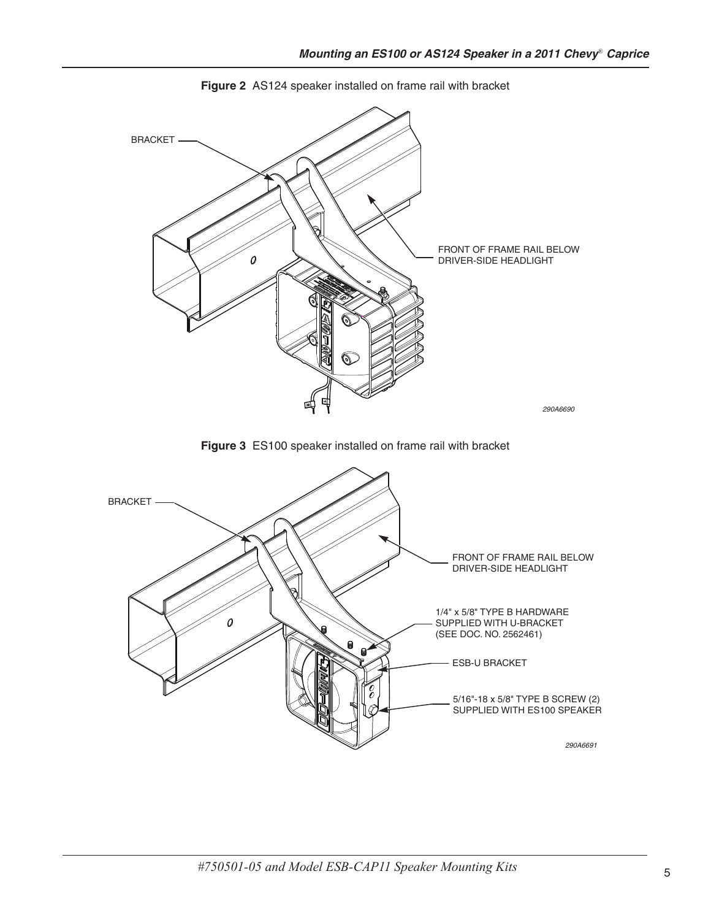**Figure 2** AS124 speaker installed on frame rail with bracket

BRACKET

FRONT OF FRAME RAIL BELOW DRIVER-SIDE HEADLIGHT

290A6690

**Figure 3** ES100 speaker installed on frame rail with bracket

BRACKET

FRONT OF FRAME RAIL BELOW DRIVER-SIDE HEADLIGHT

1/4" x 5/8" TYPE B HARDWARE SUPPLIED WITH U-BRACKET (SEE DOC. NO. 2562461)

ESB-U BRACKET

5/16"-18 x 5/8" TYPE B SCREW (2) SUPPLIED WITH ES100 SPEAKER

290A6691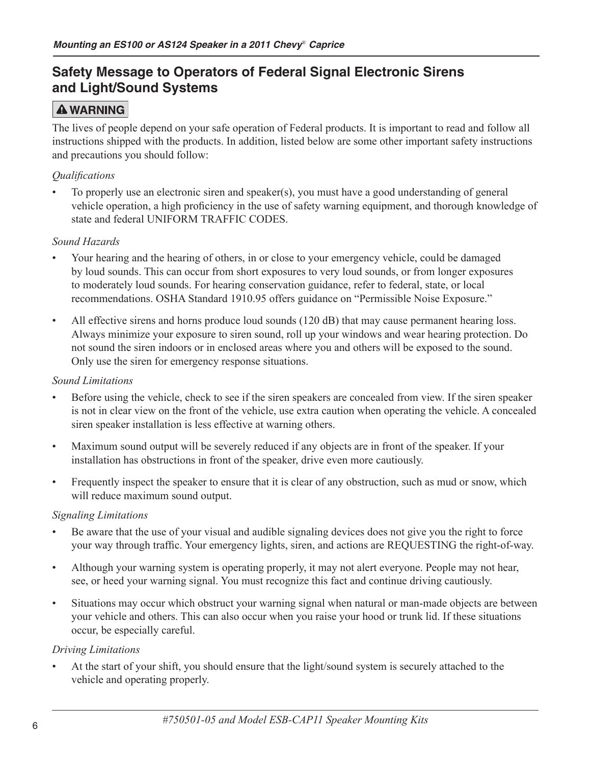## Safety Message to Operators of Federal Signal Electronic Sirens and Light/Sound Systems

**⚠ WARNING**

The lives of people depend on your safe operation of Federal products. It is important to read and follow all instructions shipped with the products. In addition, listed below are some other important safety instructions and precautions you should follow:

*Qualifications*

- To properly use an electronic siren and speaker(s), you must have a good understanding of general vehicle operation, a high proficiency in the use of safety warning equipment, and thorough knowledge of state and federal UNIFORM TRAFFIC CODES.

*Sound Hazards*

- Your hearing and the hearing of others, in or close to your emergency vehicle, could be damaged by loud sounds. This can occur from short exposures to very loud sounds, or from longer exposures to moderately loud sounds. For hearing conservation guidance, refer to federal, state, or local recommendations. OSHA Standard 1910.95 offers guidance on “Permissible Noise Exposure.”
- All effective sirens and horns produce loud sounds (120 dB) that may cause permanent hearing loss. Always minimize your exposure to siren sound, roll up your windows and wear hearing protection. Do not sound the siren indoors or in enclosed areas where you and others will be exposed to the sound. Only use the siren for emergency response situations.

*Sound Limitations*

- Before using the vehicle, check to see if the siren speakers are concealed from view. If the siren speaker is not in clear view on the front of the vehicle, use extra caution when operating the vehicle. A concealed siren speaker installation is less effective at warning others.
- Maximum sound output will be severely reduced if any objects are in front of the speaker. If your installation has obstructions in front of the speaker, drive even more cautiously.
- Frequently inspect the speaker to ensure that it is clear of any obstruction, such as mud or snow, which will reduce maximum sound output.

*Signaling Limitations*

- Be aware that the use of your visual and audible signaling devices does not give you the right to force your way through traffic. Your emergency lights, siren, and actions are REQUESTING the right-of-way.
- Although your warning system is operating properly, it may not alert everyone. People may not hear, see, or heed your warning signal. You must recognize this fact and continue driving cautiously.
- Situations may occur which obstruct your warning signal when natural or man-made objects are between your vehicle and others. This can also occur when you raise your hood or trunk lid. If these situations occur, be especially careful.

*Driving Limitations*

- At the start of your shift, you should ensure that the light/sound system is securely attached to the vehicle and operating properly.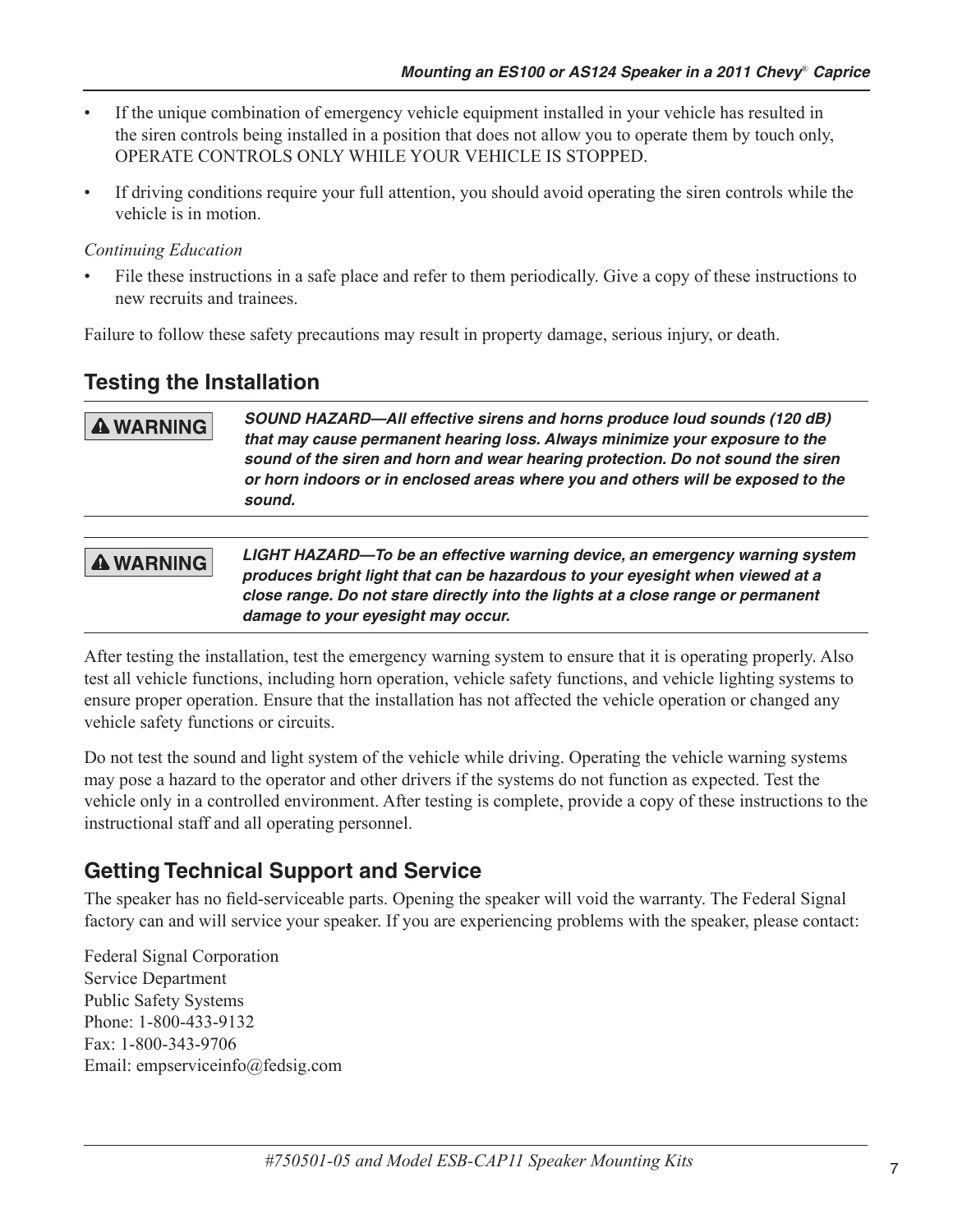- If the unique combination of emergency vehicle equipment installed in your vehicle has resulted in the siren controls being installed in a position that does not allow you to operate them by touch only, OPERATE CONTROLS ONLY WHILE YOUR VEHICLE IS STOPPED.
- If driving conditions require your full attention, you should avoid operating the siren controls while the vehicle is in motion.

*Continuing Education*

- File these instructions in a safe place and refer to them periodically. Give a copy of these instructions to new recruits and trainees.

Failure to follow these safety precautions may result in property damage, serious injury, or death.

## Testing the Installation

| | |
|---|---|
| **⚠ WARNING** | ***SOUND HAZARD—All effective sirens and horns produce loud sounds (120 dB) that may cause permanent hearing loss. Always minimize your exposure to the sound of the siren and horn and wear hearing protection. Do not sound the siren or horn indoors or in enclosed areas where you and others will be exposed to the sound.*** |

| | |
|---|---|
| **⚠ WARNING** | ***LIGHT HAZARD—To be an effective warning device, an emergency warning system produces bright light that can be hazardous to your eyesight when viewed at a close range. Do not stare directly into the lights at a close range or permanent damage to your eyesight may occur.*** |

After testing the installation, test the emergency warning system to ensure that it is operating properly. Also test all vehicle functions, including horn operation, vehicle safety functions, and vehicle lighting systems to ensure proper operation. Ensure that the installation has not affected the vehicle operation or changed any vehicle safety functions or circuits.

Do not test the sound and light system of the vehicle while driving. Operating the vehicle warning systems may pose a hazard to the operator and other drivers if the systems do not function as expected. Test the vehicle only in a controlled environment. After testing is complete, provide a copy of these instructions to the instructional staff and all operating personnel.

## Getting Technical Support and Service

The speaker has no field-serviceable parts. Opening the speaker will void the warranty. The Federal Signal factory can and will service your speaker. If you are experiencing problems with the speaker, please contact:

Federal Signal Corporation  
Service Department  
Public Safety Systems  
Phone: 1-800-433-9132  
Fax: 1-800-343-9706  
Email: empserviceinfo@fedsig.com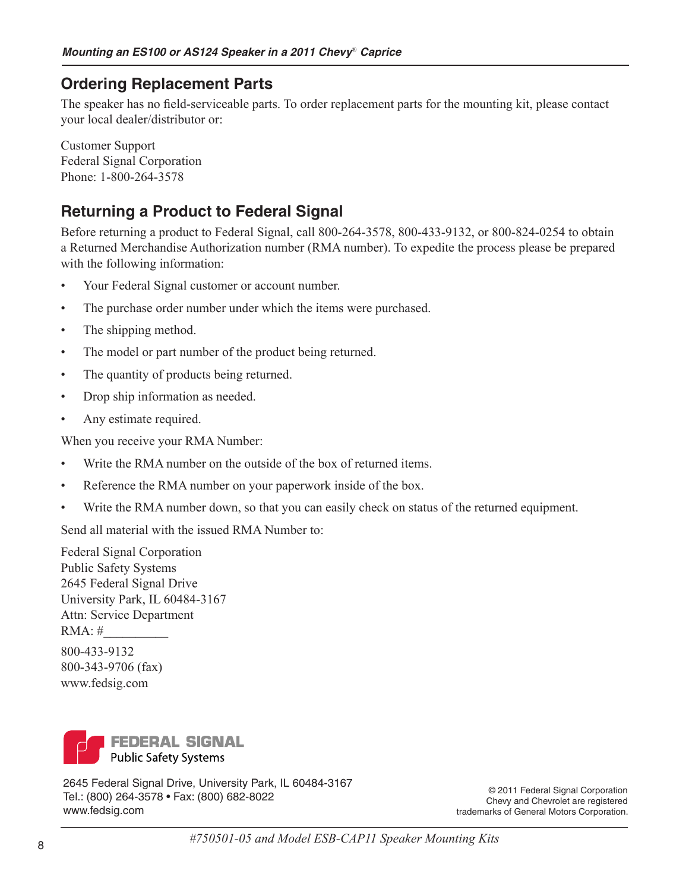## Ordering Replacement Parts

The speaker has no field-serviceable parts. To order replacement parts for the mounting kit, please contact your local dealer/distributor or:

Customer Support
Federal Signal Corporation
Phone: 1-800-264-3578

## Returning a Product to Federal Signal

Before returning a product to Federal Signal, call 800-264-3578, 800-433-9132, or 800-824-0254 to obtain a Returned Merchandise Authorization number (RMA number). To expedite the process please be prepared with the following information:

- Your Federal Signal customer or account number.
- The purchase order number under which the items were purchased.
- The shipping method.
- The model or part number of the product being returned.
- The quantity of products being returned.
- Drop ship information as needed.
- Any estimate required.

When you receive your RMA Number:

- Write the RMA number on the outside of the box of returned items.
- Reference the RMA number on your paperwork inside of the box.
- Write the RMA number down, so that you can easily check on status of the returned equipment.

Send all material with the issued RMA Number to:

Federal Signal Corporation
Public Safety Systems
2645 Federal Signal Drive
University Park, IL 60484-3167
Attn: Service Department
RMA: #__________

800-433-9132
800-343-9706 (fax)
www.fedsig.com

FEDERAL SIGNAL
Public Safety Systems

2645 Federal Signal Drive, University Park, IL 60484-3167
Tel.: (800) 264-3578 • Fax: (800) 682-8022
www.fedsig.com

© 2011 Federal Signal Corporation
Chevy and Chevrolet are registered trademarks of General Motors Corporation.